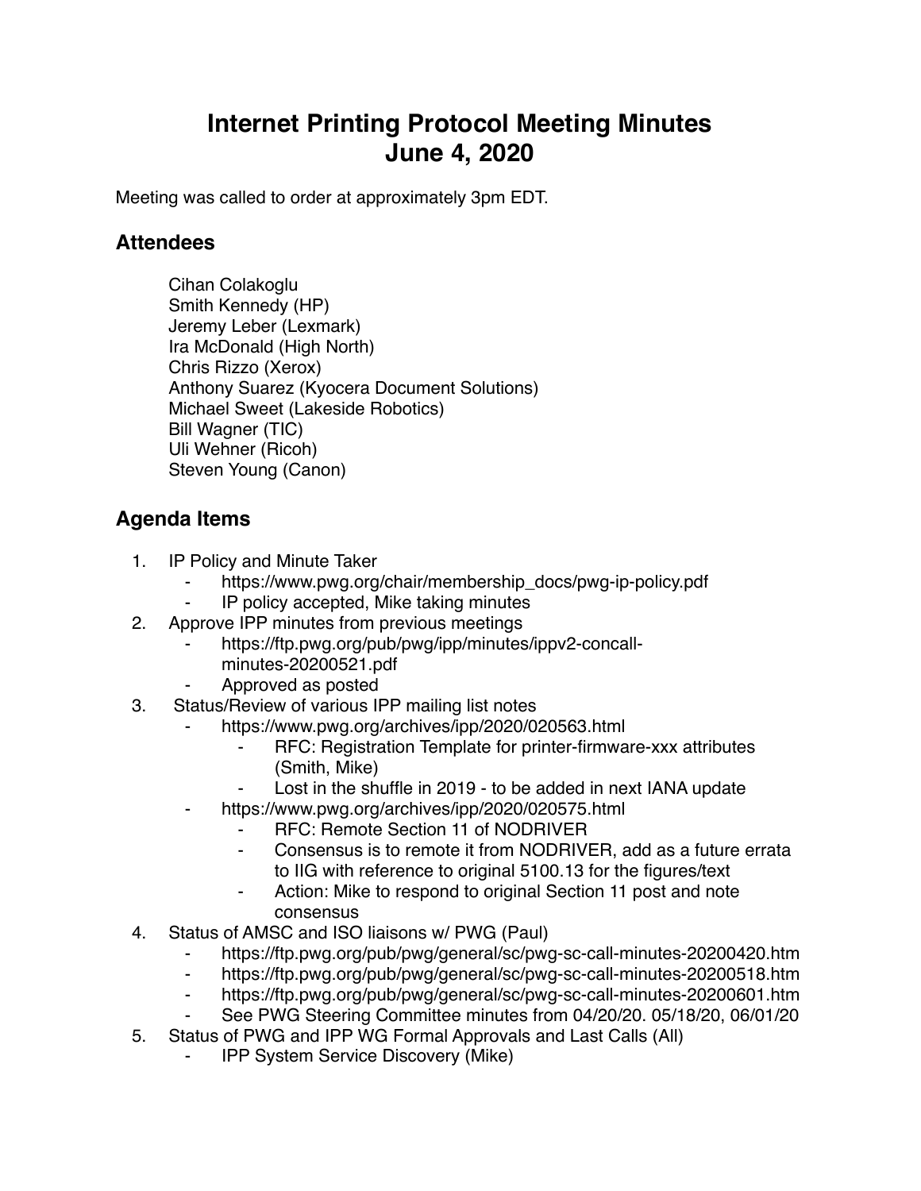# Internet Printing Protocol Meeting Minutes
# June 4, 2020

Meeting was called to order at approximately 3pm EDT.

## Attendees

Cihan Colakoglu
Smith Kennedy (HP)
Jeremy Leber (Lexmark)
Ira McDonald (High North)
Chris Rizzo (Xerox)
Anthony Suarez (Kyocera Document Solutions)
Michael Sweet (Lakeside Robotics)
Bill Wagner (TIC)
Uli Wehner (Ricoh)
Steven Young (Canon)

## Agenda Items

1. IP Policy and Minute Taker
    - https://www.pwg.org/chair/membership_docs/pwg-ip-policy.pdf
    - IP policy accepted, Mike taking minutes
2. Approve IPP minutes from previous meetings
    - https://ftp.pwg.org/pub/pwg/ipp/minutes/ippv2-concall-minutes-20200521.pdf
    - Approved as posted
3. Status/Review of various IPP mailing list notes
    - https://www.pwg.org/archives/ipp/2020/020563.html
        - RFC: Registration Template for printer-firmware-xxx attributes (Smith, Mike)
        - Lost in the shuffle in 2019 - to be added in next IANA update
    - https://www.pwg.org/archives/ipp/2020/020575.html
        - RFC: Remote Section 11 of NODRIVER
        - Consensus is to remote it from NODRIVER, add as a future errata to IIG with reference to original 5100.13 for the figures/text
        - Action: Mike to respond to original Section 11 post and note consensus
4. Status of AMSC and ISO liaisons w/ PWG (Paul)
    - https://ftp.pwg.org/pub/pwg/general/sc/pwg-sc-call-minutes-20200420.htm
    - https://ftp.pwg.org/pub/pwg/general/sc/pwg-sc-call-minutes-20200518.htm
    - https://ftp.pwg.org/pub/pwg/general/sc/pwg-sc-call-minutes-20200601.htm
    - See PWG Steering Committee minutes from 04/20/20. 05/18/20, 06/01/20
5. Status of PWG and IPP WG Formal Approvals and Last Calls (All)
    - IPP System Service Discovery (Mike)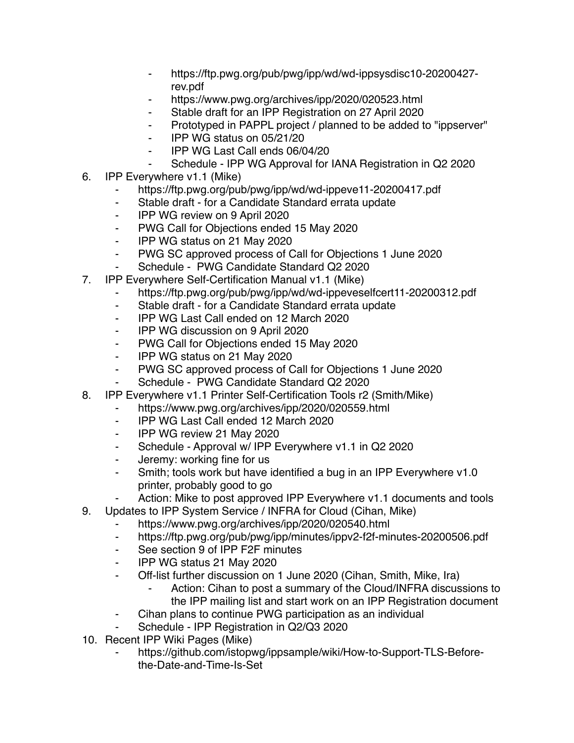- https://ftp.pwg.org/pub/pwg/ipp/wd/wd-ippsysdisc10-20200427-rev.pdf
    - https://www.pwg.org/archives/ipp/2020/020523.html
    - Stable draft for an IPP Registration on 27 April 2020
    - Prototyped in PAPPL project / planned to be added to "ippserver"
    - IPP WG status on 05/21/20
    - IPP WG Last Call ends 06/04/20
    - Schedule - IPP WG Approval for IANA Registration in Q2 2020
6. IPP Everywhere v1.1 (Mike)
    - https://ftp.pwg.org/pub/pwg/ipp/wd/wd-ippeve11-20200417.pdf
    - Stable draft - for a Candidate Standard errata update
    - IPP WG review on 9 April 2020
    - PWG Call for Objections ended 15 May 2020
    - IPP WG status on 21 May 2020
    - PWG SC approved process of Call for Objections 1 June 2020
    - Schedule - PWG Candidate Standard Q2 2020
7. IPP Everywhere Self-Certification Manual v1.1 (Mike)
    - https://ftp.pwg.org/pub/pwg/ipp/wd/wd-ippeveselfcert11-20200312.pdf
    - Stable draft - for a Candidate Standard errata update
    - IPP WG Last Call ended on 12 March 2020
    - IPP WG discussion on 9 April 2020
    - PWG Call for Objections ended 15 May 2020
    - IPP WG status on 21 May 2020
    - PWG SC approved process of Call for Objections 1 June 2020
    - Schedule - PWG Candidate Standard Q2 2020
8. IPP Everywhere v1.1 Printer Self-Certification Tools r2 (Smith/Mike)
    - https://www.pwg.org/archives/ipp/2020/020559.html
    - IPP WG Last Call ended 12 March 2020
    - IPP WG review 21 May 2020
    - Schedule - Approval w/ IPP Everywhere v1.1 in Q2 2020
    - Jeremy: working fine for us
    - Smith; tools work but have identified a bug in an IPP Everywhere v1.0 printer, probably good to go
    - Action: Mike to post approved IPP Everywhere v1.1 documents and tools
9. Updates to IPP System Service / INFRA for Cloud (Cihan, Mike)
    - https://www.pwg.org/archives/ipp/2020/020540.html
    - https://ftp.pwg.org/pub/pwg/ipp/minutes/ippv2-f2f-minutes-20200506.pdf
    - See section 9 of IPP F2F minutes
    - IPP WG status 21 May 2020
    - Off-list further discussion on 1 June 2020 (Cihan, Smith, Mike, Ira)
        - Action: Cihan to post a summary of the Cloud/INFRA discussions to the IPP mailing list and start work on an IPP Registration document
    - Cihan plans to continue PWG participation as an individual
    - Schedule - IPP Registration in Q2/Q3 2020
10. Recent IPP Wiki Pages (Mike)
    - https://github.com/istopwg/ippsample/wiki/How-to-Support-TLS-Before-the-Date-and-Time-Is-Set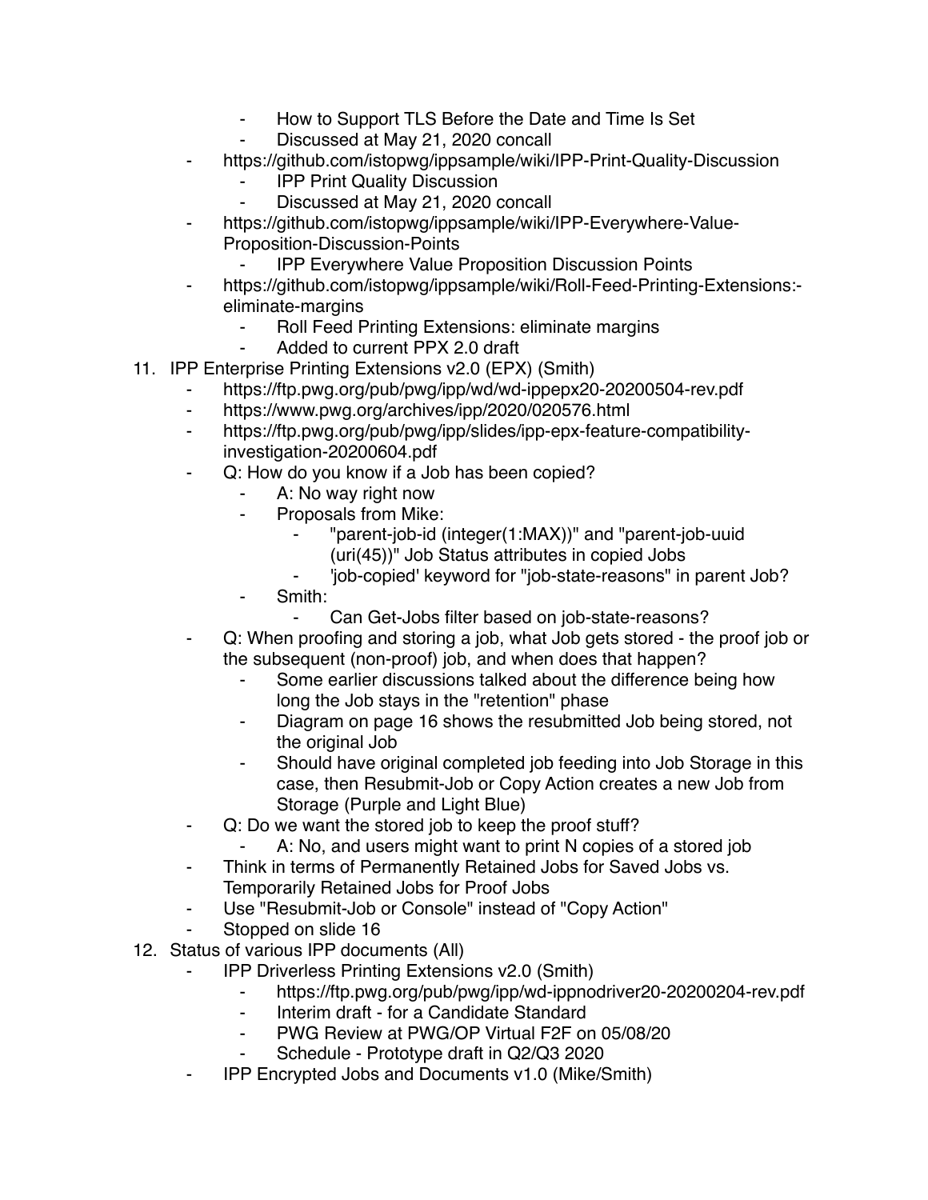- How to Support TLS Before the Date and Time Is Set
        - Discussed at May 21, 2020 concall
    - https://github.com/istopwg/ippsample/wiki/IPP-Print-Quality-Discussion
        - IPP Print Quality Discussion
        - Discussed at May 21, 2020 concall
    - https://github.com/istopwg/ippsample/wiki/IPP-Everywhere-Value-Proposition-Discussion-Points
        - IPP Everywhere Value Proposition Discussion Points
    - https://github.com/istopwg/ippsample/wiki/Roll-Feed-Printing-Extensions:-eliminate-margins
        - Roll Feed Printing Extensions: eliminate margins
        - Added to current PPX 2.0 draft

11. IPP Enterprise Printing Extensions v2.0 (EPX) (Smith)
    - https://ftp.pwg.org/pub/pwg/ipp/wd/wd-ippepx20-20200504-rev.pdf
    - https://www.pwg.org/archives/ipp/2020/020576.html
    - https://ftp.pwg.org/pub/pwg/ipp/slides/ipp-epx-feature-compatibility-investigation-20200604.pdf
    - Q: How do you know if a Job has been copied?
        - A: No way right now
        - Proposals from Mike:
            - "parent-job-id (integer(1:MAX))" and "parent-job-uuid (uri(45))" Job Status attributes in copied Jobs
            - 'job-copied' keyword for "job-state-reasons" in parent Job?
        - Smith:
            - Can Get-Jobs filter based on job-state-reasons?
    - Q: When proofing and storing a job, what Job gets stored - the proof job or the subsequent (non-proof) job, and when does that happen?
        - Some earlier discussions talked about the difference being how long the Job stays in the "retention" phase
        - Diagram on page 16 shows the resubmitted Job being stored, not the original Job
        - Should have original completed job feeding into Job Storage in this case, then Resubmit-Job or Copy Action creates a new Job from Storage (Purple and Light Blue)
    - Q: Do we want the stored job to keep the proof stuff?
        - A: No, and users might want to print N copies of a stored job
    - Think in terms of Permanently Retained Jobs for Saved Jobs vs. Temporarily Retained Jobs for Proof Jobs
    - Use "Resubmit-Job or Console" instead of "Copy Action"
    - Stopped on slide 16

12. Status of various IPP documents (All)
    - IPP Driverless Printing Extensions v2.0 (Smith)
        - https://ftp.pwg.org/pub/pwg/ipp/wd-ippnodriver20-20200204-rev.pdf
        - Interim draft - for a Candidate Standard
        - PWG Review at PWG/OP Virtual F2F on 05/08/20
        - Schedule - Prototype draft in Q2/Q3 2020
    - IPP Encrypted Jobs and Documents v1.0 (Mike/Smith)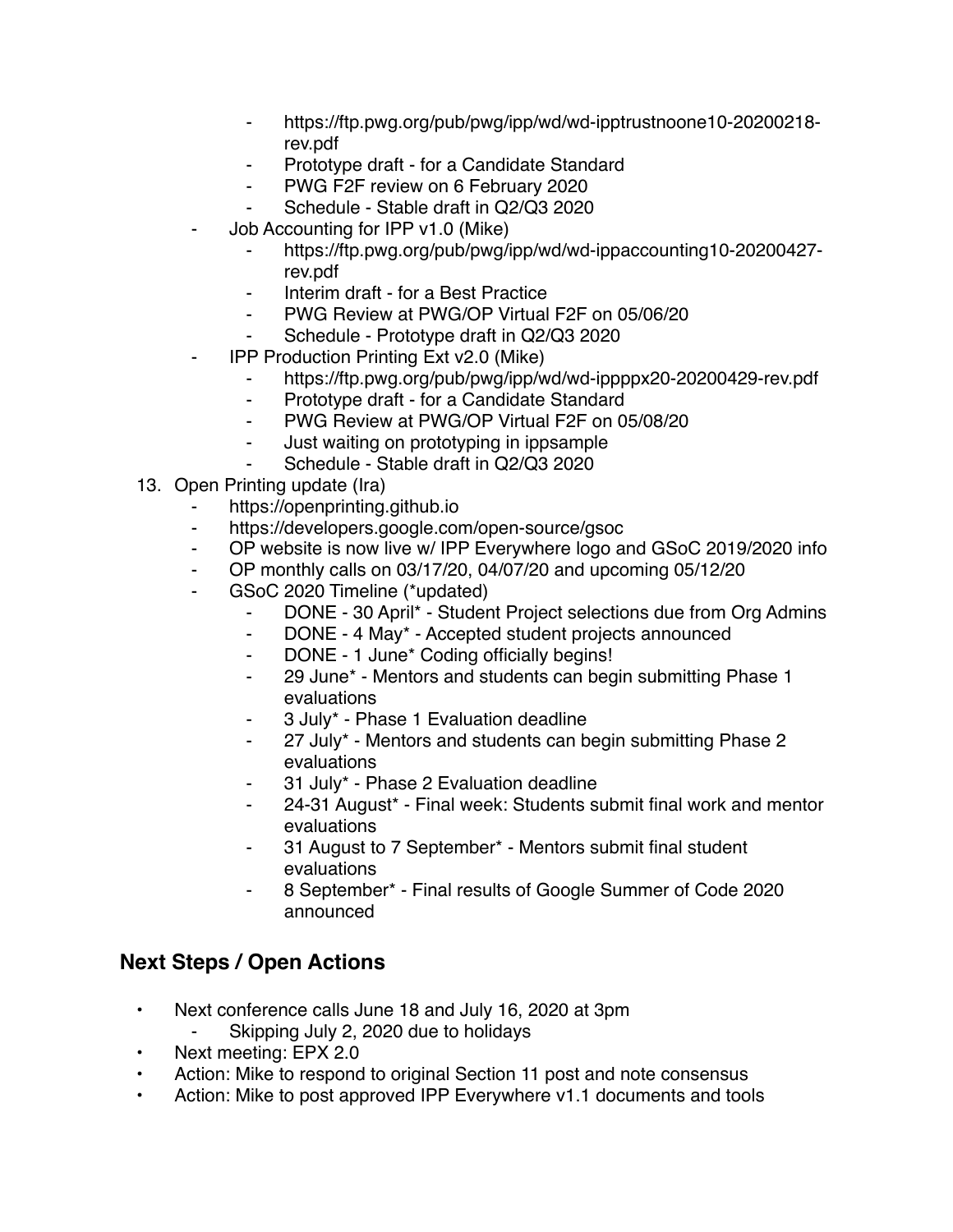- https://ftp.pwg.org/pub/pwg/ipp/wd/wd-ipptrustnoone10-20200218-rev.pdf
        - Prototype draft - for a Candidate Standard
        - PWG F2F review on 6 February 2020
        - Schedule - Stable draft in Q2/Q3 2020
    - Job Accounting for IPP v1.0 (Mike)
        - https://ftp.pwg.org/pub/pwg/ipp/wd/wd-ippaccounting10-20200427-rev.pdf
        - Interim draft - for a Best Practice
        - PWG Review at PWG/OP Virtual F2F on 05/06/20
        - Schedule - Prototype draft in Q2/Q3 2020
    - IPP Production Printing Ext v2.0 (Mike)
        - https://ftp.pwg.org/pub/pwg/ipp/wd/wd-ippppx20-20200429-rev.pdf
        - Prototype draft - for a Candidate Standard
        - PWG Review at PWG/OP Virtual F2F on 05/08/20
        - Just waiting on prototyping in ippsample
        - Schedule - Stable draft in Q2/Q3 2020

13. Open Printing update (Ira)
    - https://openprinting.github.io
    - https://developers.google.com/open-source/gsoc
    - OP website is now live w/ IPP Everywhere logo and GSoC 2019/2020 info
    - OP monthly calls on 03/17/20, 04/07/20 and upcoming 05/12/20
    - GSoC 2020 Timeline (*updated)
        - DONE - 30 April* - Student Project selections due from Org Admins
        - DONE - 4 May* - Accepted student projects announced
        - DONE - 1 June* Coding officially begins!
        - 29 June* - Mentors and students can begin submitting Phase 1 evaluations
        - 3 July* - Phase 1 Evaluation deadline
        - 27 July* - Mentors and students can begin submitting Phase 2 evaluations
        - 31 July* - Phase 2 Evaluation deadline
        - 24-31 August* - Final week: Students submit final work and mentor evaluations
        - 31 August to 7 September* - Mentors submit final student evaluations
        - 8 September* - Final results of Google Summer of Code 2020 announced

## Next Steps / Open Actions

- Next conference calls June 18 and July 16, 2020 at 3pm
    - Skipping July 2, 2020 due to holidays
- Next meeting: EPX 2.0
- Action: Mike to respond to original Section 11 post and note consensus
- Action: Mike to post approved IPP Everywhere v1.1 documents and tools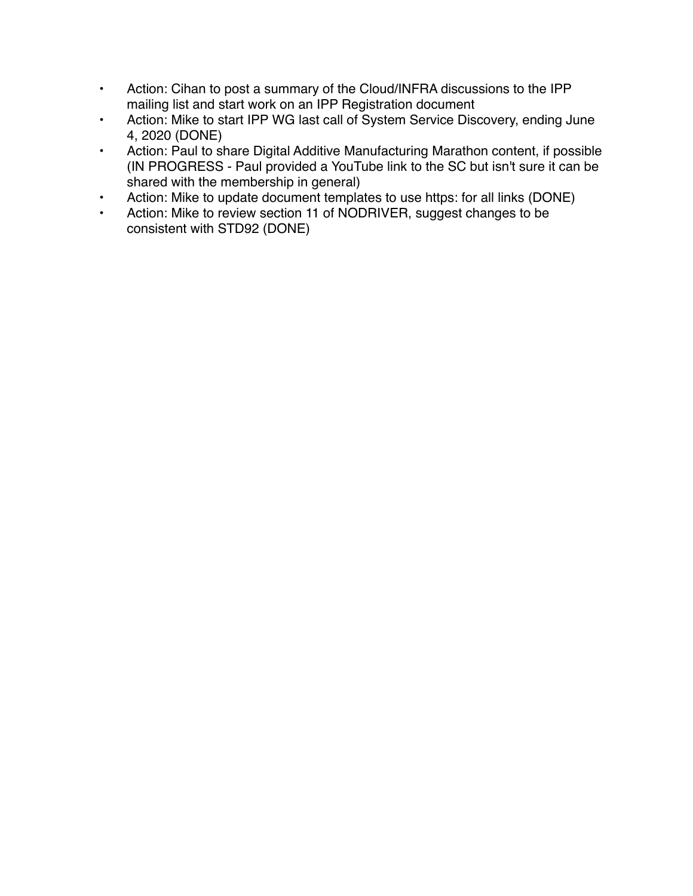- Action: Cihan to post a summary of the Cloud/INFRA discussions to the IPP mailing list and start work on an IPP Registration document
- Action: Mike to start IPP WG last call of System Service Discovery, ending June 4, 2020 (DONE)
- Action: Paul to share Digital Additive Manufacturing Marathon content, if possible (IN PROGRESS - Paul provided a YouTube link to the SC but isn't sure it can be shared with the membership in general)
- Action: Mike to update document templates to use https: for all links (DONE)
- Action: Mike to review section 11 of NODRIVER, suggest changes to be consistent with STD92 (DONE)